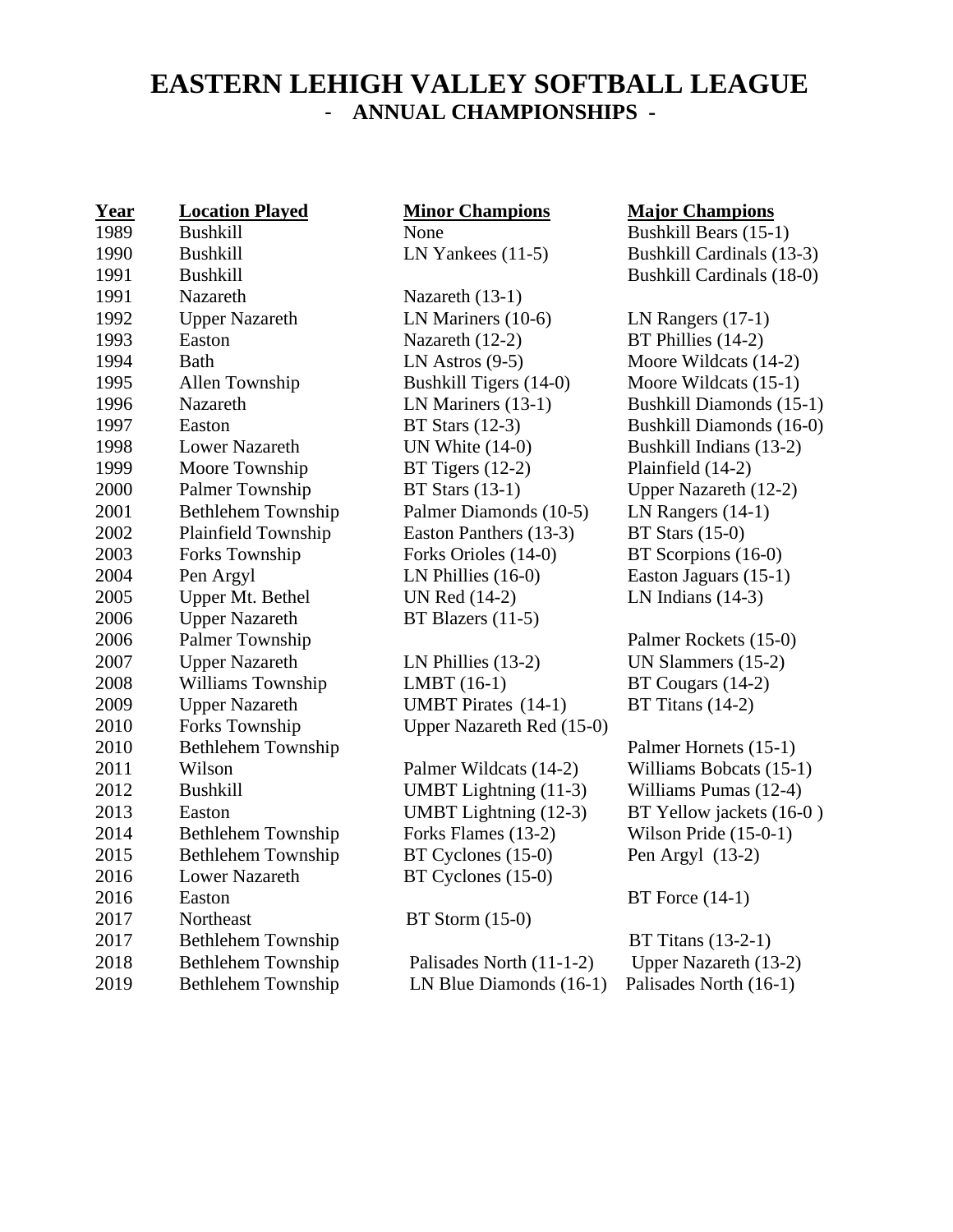# EASTERN LEHIGH VALLEY SOFTBALL LEAGUE
## - ANNUAL CHAMPIONSHIPS -

| Year | Location Played | Minor Champions | Major Champions |
|---|---|---|---|
| 1989 | Bushkill | None | Bushkill Bears (15-1) |
| 1990 | Bushkill | LN Yankees (11-5) | Bushkill Cardinals (13-3) |
| 1991 | Bushkill | | Bushkill Cardinals (18-0) |
| 1991 | Nazareth | Nazareth (13-1) | |
| 1992 | Upper Nazareth | LN Mariners (10-6) | LN Rangers (17-1) |
| 1993 | Easton | Nazareth (12-2) | BT Phillies (14-2) |
| 1994 | Bath | LN Astros (9-5) | Moore Wildcats (14-2) |
| 1995 | Allen Township | Bushkill Tigers (14-0) | Moore Wildcats (15-1) |
| 1996 | Nazareth | LN Mariners (13-1) | Bushkill Diamonds (15-1) |
| 1997 | Easton | BT Stars (12-3) | Bushkill Diamonds (16-0) |
| 1998 | Lower Nazareth | UN White (14-0) | Bushkill Indians (13-2) |
| 1999 | Moore Township | BT Tigers (12-2) | Plainfield (14-2) |
| 2000 | Palmer Township | BT Stars (13-1) | Upper Nazareth (12-2) |
| 2001 | Bethlehem Township | Palmer Diamonds (10-5) | LN Rangers (14-1) |
| 2002 | Plainfield Township | Easton Panthers (13-3) | BT Stars (15-0) |
| 2003 | Forks Township | Forks Orioles (14-0) | BT Scorpions (16-0) |
| 2004 | Pen Argyl | LN Phillies (16-0) | Easton Jaguars (15-1) |
| 2005 | Upper Mt. Bethel | UN Red (14-2) | LN Indians (14-3) |
| 2006 | Upper Nazareth | BT Blazers (11-5) | |
| 2006 | Palmer Township | | Palmer Rockets (15-0) |
| 2007 | Upper Nazareth | LN Phillies (13-2) | UN Slammers (15-2) |
| 2008 | Williams Township | LMBT (16-1) | BT Cougars (14-2) |
| 2009 | Upper Nazareth | UMBT Pirates (14-1) | BT Titans (14-2) |
| 2010 | Forks Township | Upper Nazareth Red (15-0) | |
| 2010 | Bethlehem Township | | Palmer Hornets (15-1) |
| 2011 | Wilson | Palmer Wildcats (14-2) | Williams Bobcats (15-1) |
| 2012 | Bushkill | UMBT Lightning (11-3) | Williams Pumas (12-4) |
| 2013 | Easton | UMBT Lightning (12-3) | BT Yellow jackets (16-0 ) |
| 2014 | Bethlehem Township | Forks Flames (13-2) | Wilson Pride (15-0-1) |
| 2015 | Bethlehem Township | BT Cyclones (15-0) | Pen Argyl (13-2) |
| 2016 | Lower Nazareth | BT Cyclones (15-0) | |
| 2016 | Easton | | BT Force (14-1) |
| 2017 | Northeast | BT Storm (15-0) | |
| 2017 | Bethlehem Township | | BT Titans (13-2-1) |
| 2018 | Bethlehem Township | Palisades North (11-1-2) | Upper Nazareth (13-2) |
| 2019 | Bethlehem Township | LN Blue Diamonds (16-1) | Palisades North (16-1) |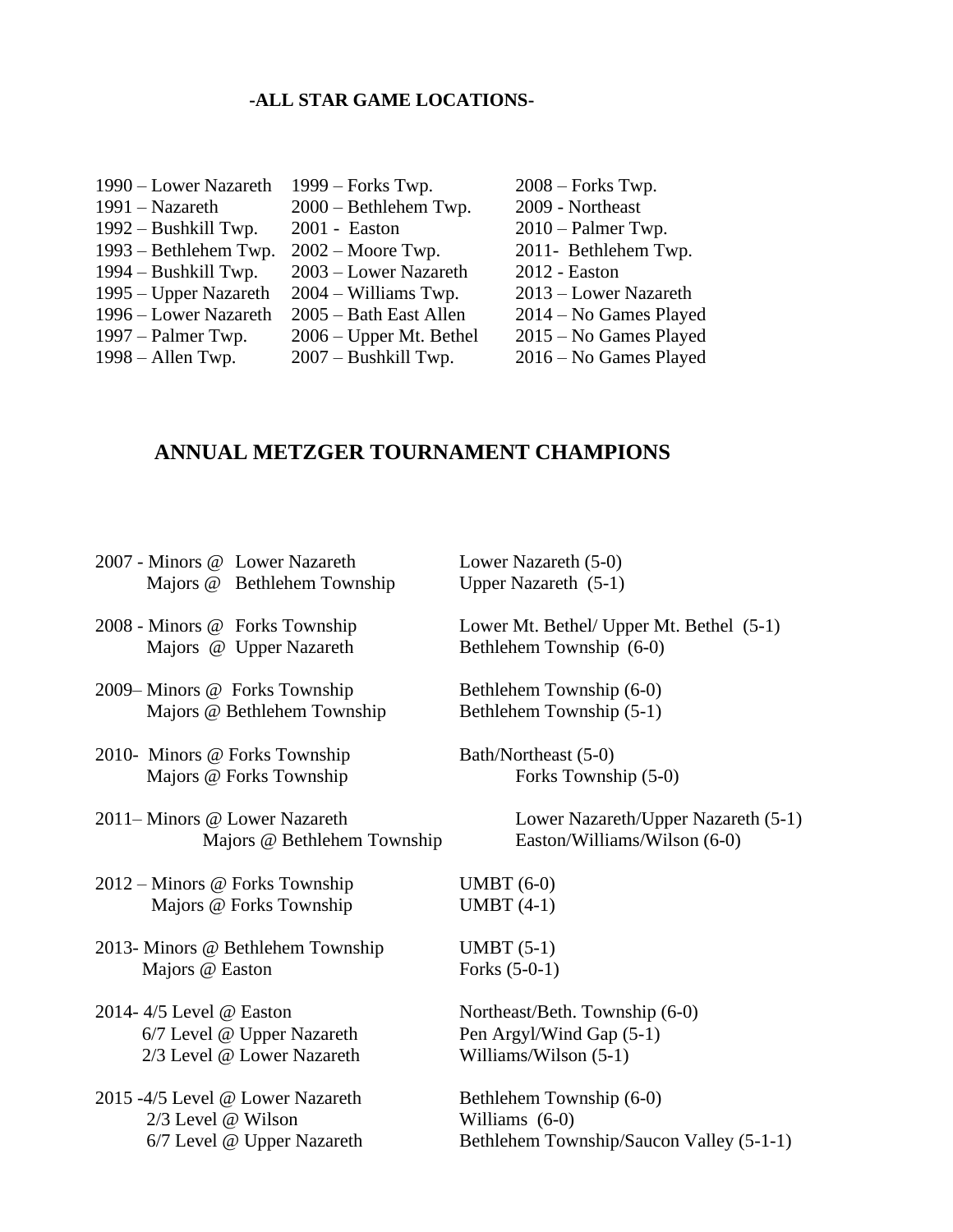**-ALL STAR GAME LOCATIONS-**

| | | |
|---|---|---|
| 1990 – Lower Nazareth | 1999 – Forks Twp. | 2008 – Forks Twp. |
| 1991 – Nazareth | 2000 – Bethlehem Twp. | 2009 - Northeast |
| 1992 – Bushkill Twp. | 2001 - Easton | 2010 – Palmer Twp. |
| 1993 – Bethlehem Twp. | 2002 – Moore Twp. | 2011- Bethlehem Twp. |
| 1994 – Bushkill Twp. | 2003 – Lower Nazareth | 2012 - Easton |
| 1995 – Upper Nazareth | 2004 – Williams Twp. | 2013 – Lower Nazareth |
| 1996 – Lower Nazareth | 2005 – Bath East Allen | 2014 – No Games Played |
| 1997 – Palmer Twp. | 2006 – Upper Mt. Bethel | 2015 – No Games Played |
| 1998 – Allen Twp. | 2007 – Bushkill Twp. | 2016 – No Games Played |

## ANNUAL METZGER TOURNAMENT CHAMPIONS

| | |
|---|---|
| 2007 - Minors @ Lower Nazareth | Lower Nazareth (5-0) |
| Majors @ Bethlehem Township | Upper Nazareth (5-1) |
| 2008 - Minors @ Forks Township | Lower Mt. Bethel/ Upper Mt. Bethel (5-1) |
| Majors @ Upper Nazareth | Bethlehem Township (6-0) |
| 2009– Minors @ Forks Township | Bethlehem Township (6-0) |
| Majors @ Bethlehem Township | Bethlehem Township (5-1) |
| 2010- Minors @ Forks Township | Bath/Northeast (5-0) |
| Majors @ Forks Township | Forks Township (5-0) |
| 2011– Minors @ Lower Nazareth | Lower Nazareth/Upper Nazareth (5-1) |
| Majors @ Bethlehem Township | Easton/Williams/Wilson (6-0) |
| 2012 – Minors @ Forks Township | UMBT (6-0) |
| Majors @ Forks Township | UMBT (4-1) |
| 2013- Minors @ Bethlehem Township | UMBT (5-1) |
| Majors @ Easton | Forks (5-0-1) |
| 2014- 4/5 Level @ Easton | Northeast/Beth. Township (6-0) |
| 6/7 Level @ Upper Nazareth | Pen Argyl/Wind Gap (5-1) |
| 2/3 Level @ Lower Nazareth | Williams/Wilson (5-1) |
| 2015 -4/5 Level @ Lower Nazareth | Bethlehem Township (6-0) |
| 2/3 Level @ Wilson | Williams (6-0) |
| 6/7 Level @ Upper Nazareth | Bethlehem Township/Saucon Valley (5-1-1) |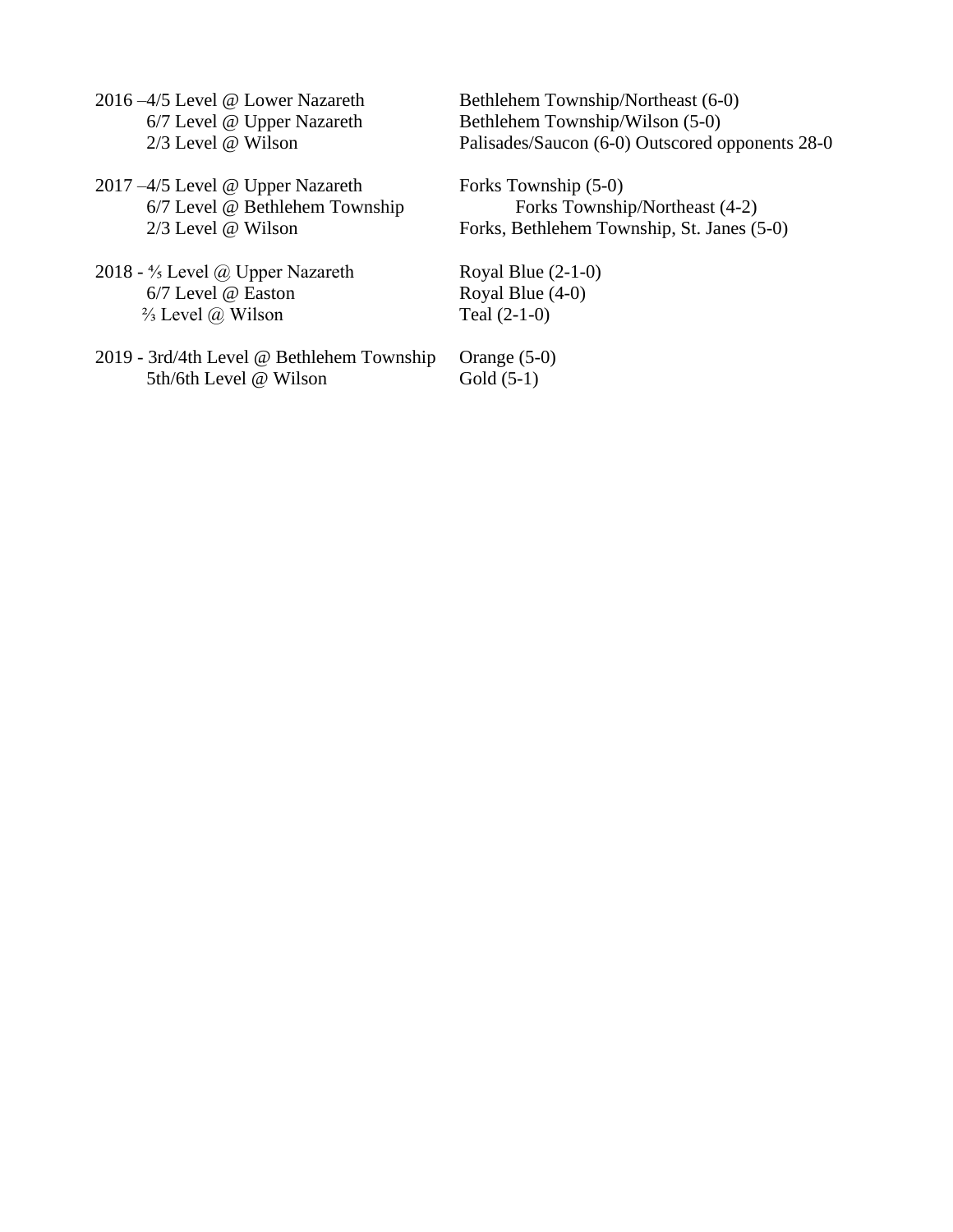| | |
|---|---|
| 2016 –4/5 Level @ Lower Nazareth | Bethlehem Township/Northeast (6-0) |
| 6/7 Level @ Upper Nazareth | Bethlehem Township/Wilson (5-0) |
| 2/3 Level @ Wilson | Palisades/Saucon (6-0) Outscored opponents 28-0 |
| 2017 –4/5 Level @ Upper Nazareth | Forks Township (5-0) |
| 6/7 Level @ Bethlehem Township | Forks Township/Northeast (4-2) |
| 2/3 Level @ Wilson | Forks, Bethlehem Township, St. Janes (5-0) |
| 2018 - ⅘ Level @ Upper Nazareth | Royal Blue (2-1-0) |
| 6/7 Level @ Easton | Royal Blue (4-0) |
| ⅔ Level @ Wilson | Teal (2-1-0) |
| 2019 - 3rd/4th Level @ Bethlehem Township | Orange (5-0) |
| 5th/6th Level @ Wilson | Gold (5-1) |